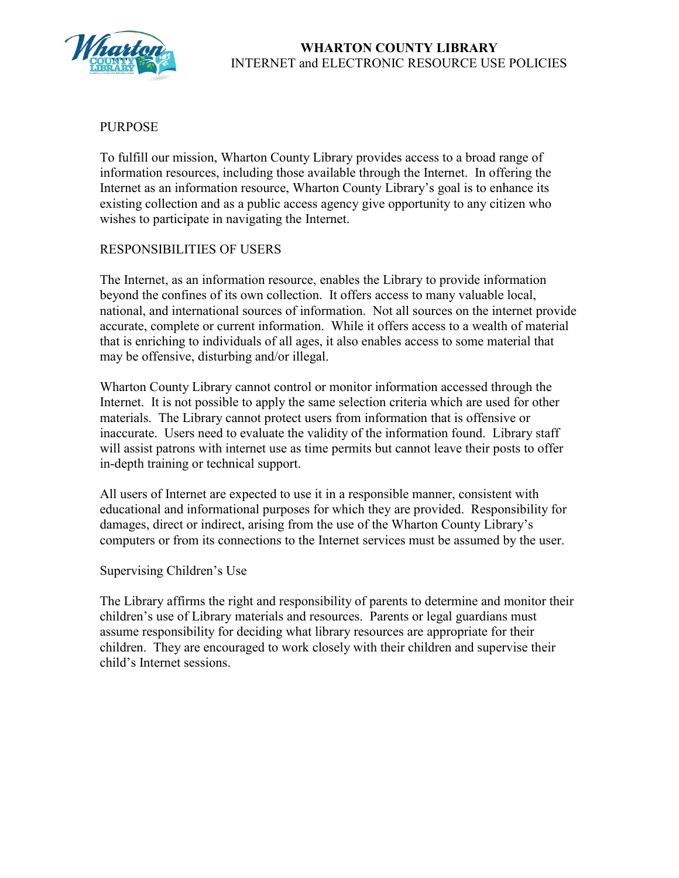# WHARTON COUNTY LIBRARY
## INTERNET and ELECTRONIC RESOURCE USE POLICIES

### PURPOSE

To fulfill our mission, Wharton County Library provides access to a broad range of information resources, including those available through the Internet. In offering the Internet as an information resource, Wharton County Library's goal is to enhance its existing collection and as a public access agency give opportunity to any citizen who wishes to participate in navigating the Internet.

### RESPONSIBILITIES OF USERS

The Internet, as an information resource, enables the Library to provide information beyond the confines of its own collection. It offers access to many valuable local, national, and international sources of information. Not all sources on the internet provide accurate, complete or current information. While it offers access to a wealth of material that is enriching to individuals of all ages, it also enables access to some material that may be offensive, disturbing and/or illegal.

Wharton County Library cannot control or monitor information accessed through the Internet. It is not possible to apply the same selection criteria which are used for other materials. The Library cannot protect users from information that is offensive or inaccurate. Users need to evaluate the validity of the information found. Library staff will assist patrons with internet use as time permits but cannot leave their posts to offer in-depth training or technical support.

All users of Internet are expected to use it in a responsible manner, consistent with educational and informational purposes for which they are provided. Responsibility for damages, direct or indirect, arising from the use of the Wharton County Library's computers or from its connections to the Internet services must be assumed by the user.

#### Supervising Children's Use

The Library affirms the right and responsibility of parents to determine and monitor their children's use of Library materials and resources. Parents or legal guardians must assume responsibility for deciding what library resources are appropriate for their children. They are encouraged to work closely with their children and supervise their child's Internet sessions.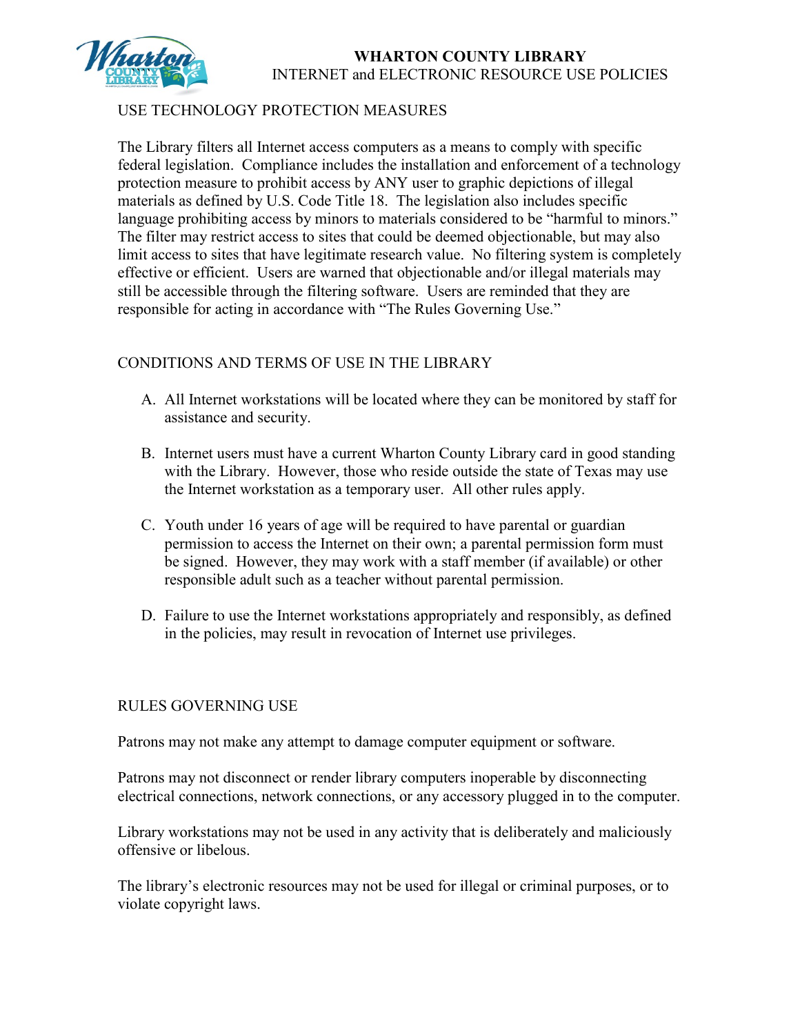## USE TECHNOLOGY PROTECTION MEASURES

The Library filters all Internet access computers as a means to comply with specific federal legislation. Compliance includes the installation and enforcement of a technology protection measure to prohibit access by ANY user to graphic depictions of illegal materials as defined by U.S. Code Title 18. The legislation also includes specific language prohibiting access by minors to materials considered to be "harmful to minors." The filter may restrict access to sites that could be deemed objectionable, but may also limit access to sites that have legitimate research value. No filtering system is completely effective or efficient. Users are warned that objectionable and/or illegal materials may still be accessible through the filtering software. Users are reminded that they are responsible for acting in accordance with "The Rules Governing Use."

## CONDITIONS AND TERMS OF USE IN THE LIBRARY

A. All Internet workstations will be located where they can be monitored by staff for assistance and security.

B. Internet users must have a current Wharton County Library card in good standing with the Library. However, those who reside outside the state of Texas may use the Internet workstation as a temporary user. All other rules apply.

C. Youth under 16 years of age will be required to have parental or guardian permission to access the Internet on their own; a parental permission form must be signed. However, they may work with a staff member (if available) or other responsible adult such as a teacher without parental permission.

D. Failure to use the Internet workstations appropriately and responsibly, as defined in the policies, may result in revocation of Internet use privileges.

## RULES GOVERNING USE

Patrons may not make any attempt to damage computer equipment or software.

Patrons may not disconnect or render library computers inoperable by disconnecting electrical connections, network connections, or any accessory plugged in to the computer.

Library workstations may not be used in any activity that is deliberately and maliciously offensive or libelous.

The library's electronic resources may not be used for illegal or criminal purposes, or to violate copyright laws.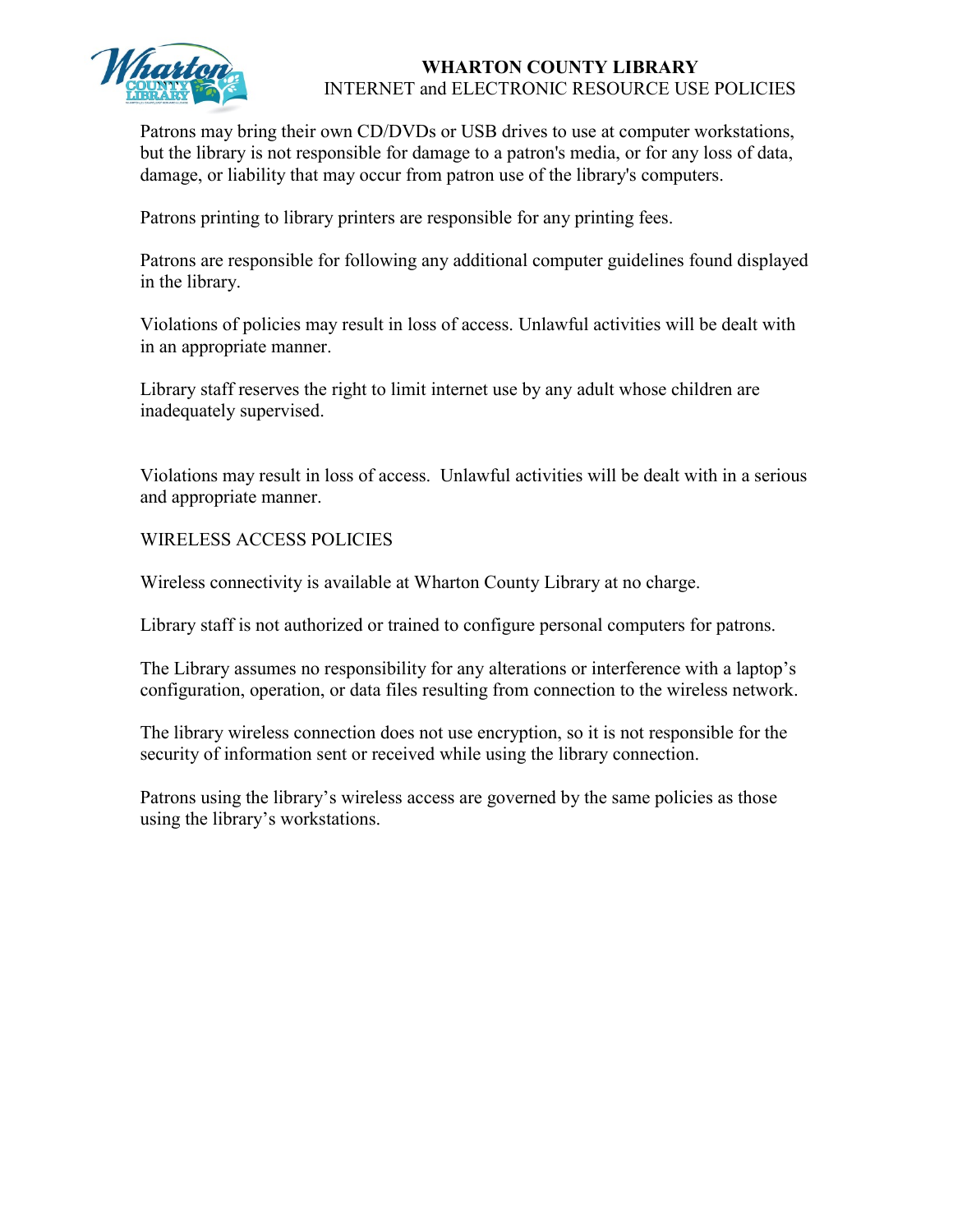Patrons may bring their own CD/DVDs or USB drives to use at computer workstations, but the library is not responsible for damage to a patron's media, or for any loss of data, damage, or liability that may occur from patron use of the library's computers.

Patrons printing to library printers are responsible for any printing fees.

Patrons are responsible for following any additional computer guidelines found displayed in the library.

Violations of policies may result in loss of access. Unlawful activities will be dealt with in an appropriate manner.

Library staff reserves the right to limit internet use by any adult whose children are inadequately supervised.

Violations may result in loss of access. Unlawful activities will be dealt with in a serious and appropriate manner.

## WIRELESS ACCESS POLICIES

Wireless connectivity is available at Wharton County Library at no charge.

Library staff is not authorized or trained to configure personal computers for patrons.

The Library assumes no responsibility for any alterations or interference with a laptop's configuration, operation, or data files resulting from connection to the wireless network.

The library wireless connection does not use encryption, so it is not responsible for the security of information sent or received while using the library connection.

Patrons using the library's wireless access are governed by the same policies as those using the library's workstations.